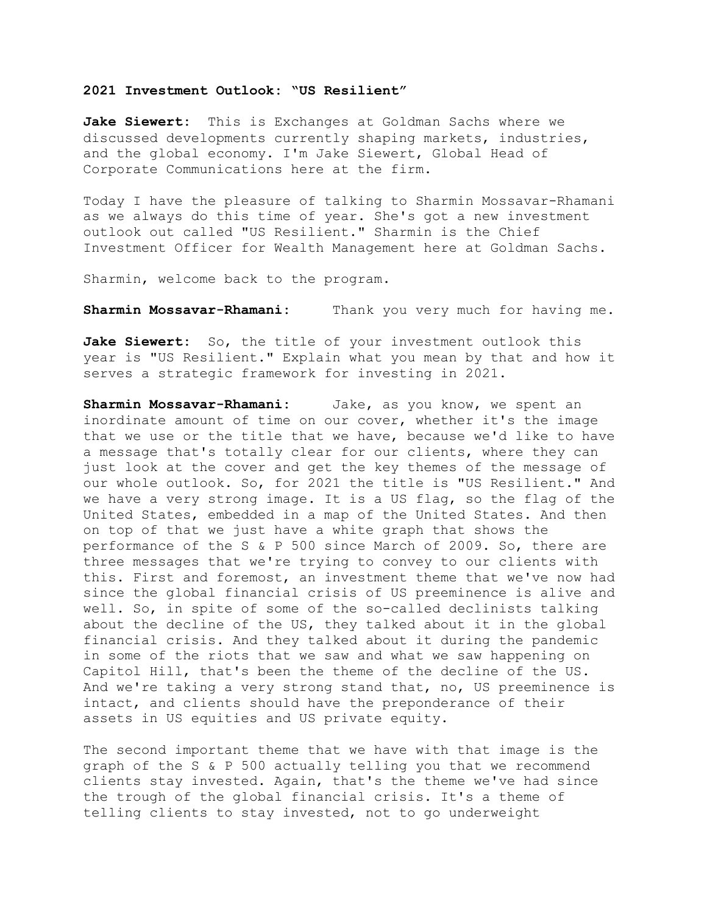**2021 Investment Outlook: "US Resilient"**

**Jake Siewert:** This is Exchanges at Goldman Sachs where we discussed developments currently shaping markets, industries, and the global economy. I'm Jake Siewert, Global Head of Corporate Communications here at the firm.

Today I have the pleasure of talking to Sharmin Mossavar-Rhamani as we always do this time of year. She's got a new investment outlook out called "US Resilient." Sharmin is the Chief Investment Officer for Wealth Management here at Goldman Sachs.

Sharmin, welcome back to the program.

**Sharmin Mossavar-Rhamani:** Thank you very much for having me.

**Jake Siewert:** So, the title of your investment outlook this year is "US Resilient." Explain what you mean by that and how it serves a strategic framework for investing in 2021.

**Sharmin Mossavar-Rhamani:** Jake, as you know, we spent an inordinate amount of time on our cover, whether it's the image that we use or the title that we have, because we'd like to have a message that's totally clear for our clients, where they can just look at the cover and get the key themes of the message of our whole outlook. So, for 2021 the title is "US Resilient." And we have a very strong image. It is a US flag, so the flag of the United States, embedded in a map of the United States. And then on top of that we just have a white graph that shows the performance of the S & P 500 since March of 2009. So, there are three messages that we're trying to convey to our clients with this. First and foremost, an investment theme that we've now had since the global financial crisis of US preeminence is alive and well. So, in spite of some of the so-called declinists talking about the decline of the US, they talked about it in the global financial crisis. And they talked about it during the pandemic in some of the riots that we saw and what we saw happening on Capitol Hill, that's been the theme of the decline of the US. And we're taking a very strong stand that, no, US preeminence is intact, and clients should have the preponderance of their assets in US equities and US private equity.

The second important theme that we have with that image is the graph of the S & P 500 actually telling you that we recommend clients stay invested. Again, that's the theme we've had since the trough of the global financial crisis. It's a theme of telling clients to stay invested, not to go underweight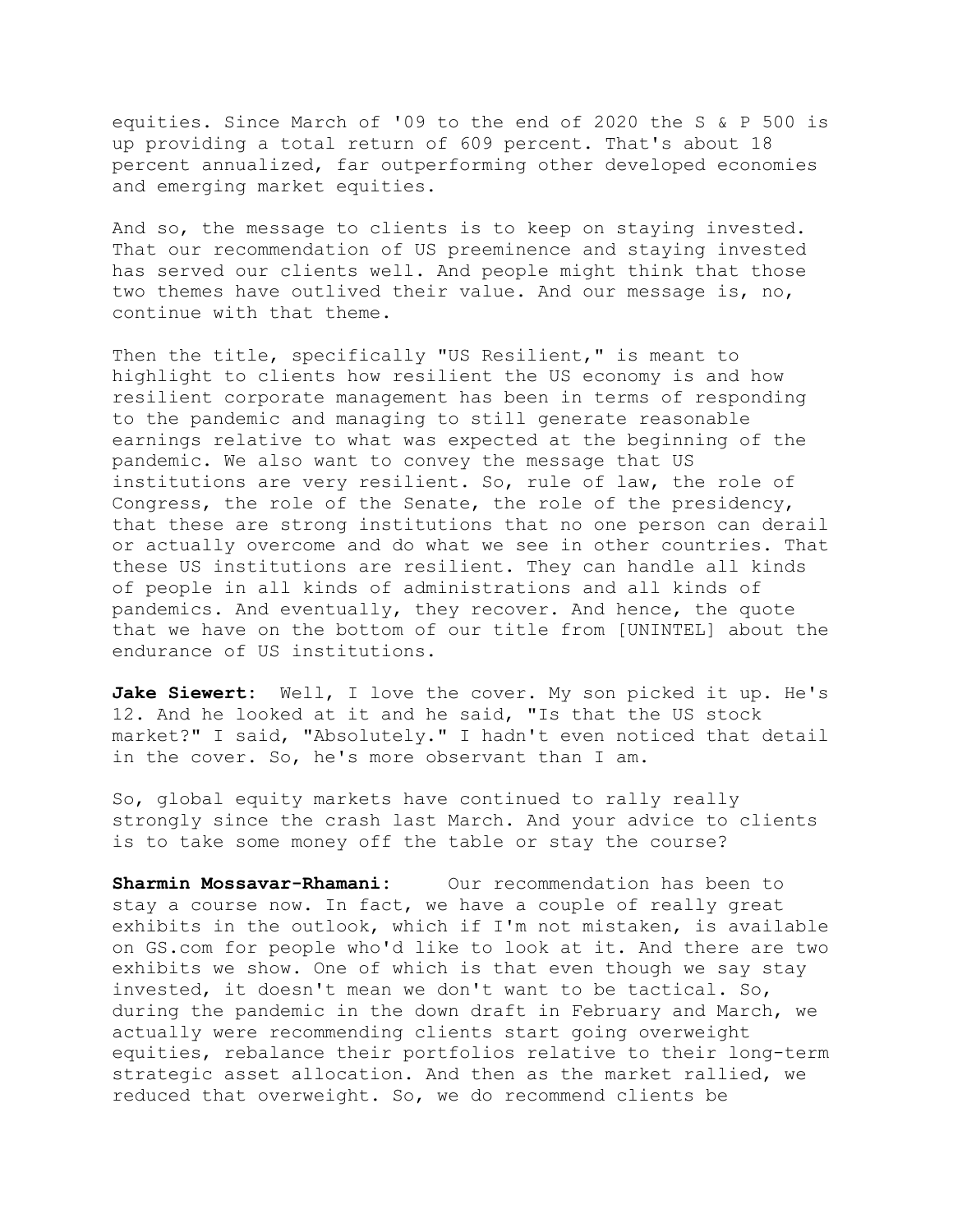equities. Since March of '09 to the end of 2020 the S & P 500 is up providing a total return of 609 percent. That's about 18 percent annualized, far outperforming other developed economies and emerging market equities.

And so, the message to clients is to keep on staying invested. That our recommendation of US preeminence and staying invested has served our clients well. And people might think that those two themes have outlived their value. And our message is, no, continue with that theme.

Then the title, specifically "US Resilient," is meant to highlight to clients how resilient the US economy is and how resilient corporate management has been in terms of responding to the pandemic and managing to still generate reasonable earnings relative to what was expected at the beginning of the pandemic. We also want to convey the message that US institutions are very resilient. So, rule of law, the role of Congress, the role of the Senate, the role of the presidency, that these are strong institutions that no one person can derail or actually overcome and do what we see in other countries. That these US institutions are resilient. They can handle all kinds of people in all kinds of administrations and all kinds of pandemics. And eventually, they recover. And hence, the quote that we have on the bottom of our title from [UNINTEL] about the endurance of US institutions.

**Jake Siewert:** Well, I love the cover. My son picked it up. He's 12. And he looked at it and he said, "Is that the US stock market?" I said, "Absolutely." I hadn't even noticed that detail in the cover. So, he's more observant than I am.

So, global equity markets have continued to rally really strongly since the crash last March. And your advice to clients is to take some money off the table or stay the course?

**Sharmin Mossavar-Rhamani:** Our recommendation has been to stay a course now. In fact, we have a couple of really great exhibits in the outlook, which if I'm not mistaken, is available on GS.com for people who'd like to look at it. And there are two exhibits we show. One of which is that even though we say stay invested, it doesn't mean we don't want to be tactical. So, during the pandemic in the down draft in February and March, we actually were recommending clients start going overweight equities, rebalance their portfolios relative to their long-term strategic asset allocation. And then as the market rallied, we reduced that overweight. So, we do recommend clients be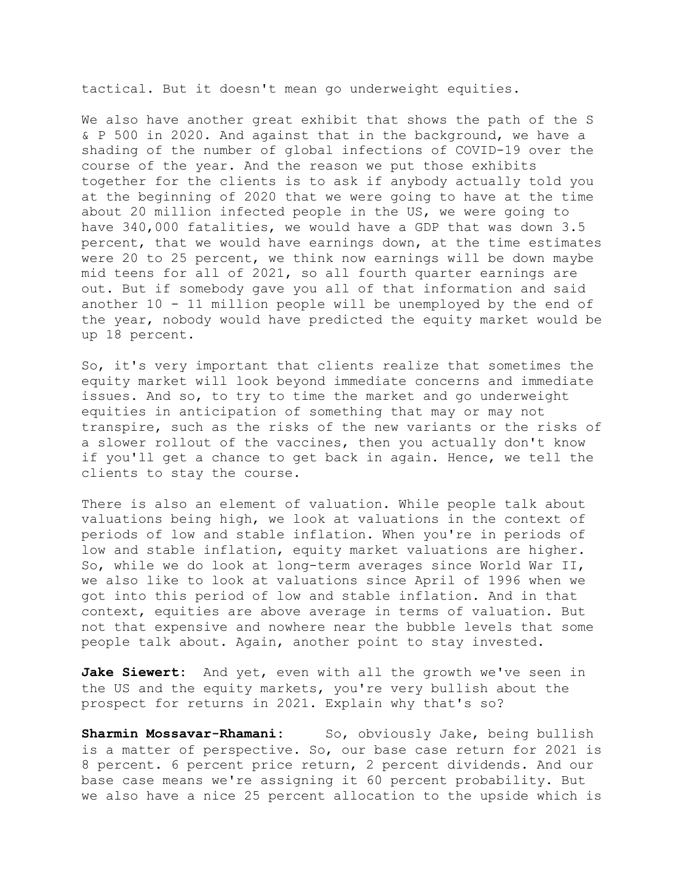tactical. But it doesn't mean go underweight equities.

We also have another great exhibit that shows the path of the S & P 500 in 2020. And against that in the background, we have a shading of the number of global infections of COVID-19 over the course of the year. And the reason we put those exhibits together for the clients is to ask if anybody actually told you at the beginning of 2020 that we were going to have at the time about 20 million infected people in the US, we were going to have 340,000 fatalities, we would have a GDP that was down 3.5 percent, that we would have earnings down, at the time estimates were 20 to 25 percent, we think now earnings will be down maybe mid teens for all of 2021, so all fourth quarter earnings are out. But if somebody gave you all of that information and said another 10 - 11 million people will be unemployed by the end of the year, nobody would have predicted the equity market would be up 18 percent.

So, it's very important that clients realize that sometimes the equity market will look beyond immediate concerns and immediate issues. And so, to try to time the market and go underweight equities in anticipation of something that may or may not transpire, such as the risks of the new variants or the risks of a slower rollout of the vaccines, then you actually don't know if you'll get a chance to get back in again. Hence, we tell the clients to stay the course.

There is also an element of valuation. While people talk about valuations being high, we look at valuations in the context of periods of low and stable inflation. When you're in periods of low and stable inflation, equity market valuations are higher. So, while we do look at long-term averages since World War II, we also like to look at valuations since April of 1996 when we got into this period of low and stable inflation. And in that context, equities are above average in terms of valuation. But not that expensive and nowhere near the bubble levels that some people talk about. Again, another point to stay invested.

**Jake Siewert:** And yet, even with all the growth we've seen in the US and the equity markets, you're very bullish about the prospect for returns in 2021. Explain why that's so?

**Sharmin Mossavar-Rhamani:** So, obviously Jake, being bullish is a matter of perspective. So, our base case return for 2021 is 8 percent. 6 percent price return, 2 percent dividends. And our base case means we're assigning it 60 percent probability. But we also have a nice 25 percent allocation to the upside which is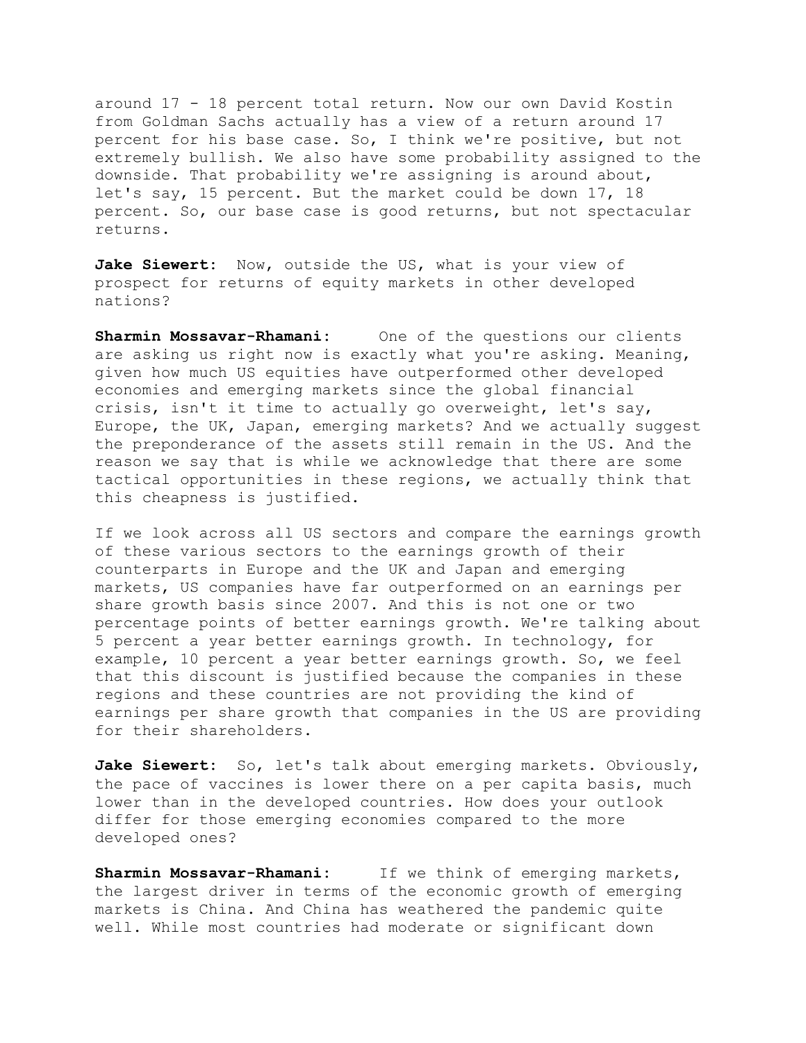around 17 - 18 percent total return. Now our own David Kostin from Goldman Sachs actually has a view of a return around 17 percent for his base case. So, I think we're positive, but not extremely bullish. We also have some probability assigned to the downside. That probability we're assigning is around about, let's say, 15 percent. But the market could be down 17, 18 percent. So, our base case is good returns, but not spectacular returns.

**Jake Siewert:** Now, outside the US, what is your view of prospect for returns of equity markets in other developed nations?

**Sharmin Mossavar-Rhamani:** One of the questions our clients are asking us right now is exactly what you're asking. Meaning, given how much US equities have outperformed other developed economies and emerging markets since the global financial crisis, isn't it time to actually go overweight, let's say, Europe, the UK, Japan, emerging markets? And we actually suggest the preponderance of the assets still remain in the US. And the reason we say that is while we acknowledge that there are some tactical opportunities in these regions, we actually think that this cheapness is justified.

If we look across all US sectors and compare the earnings growth of these various sectors to the earnings growth of their counterparts in Europe and the UK and Japan and emerging markets, US companies have far outperformed on an earnings per share growth basis since 2007. And this is not one or two percentage points of better earnings growth. We're talking about 5 percent a year better earnings growth. In technology, for example, 10 percent a year better earnings growth. So, we feel that this discount is justified because the companies in these regions and these countries are not providing the kind of earnings per share growth that companies in the US are providing for their shareholders.

**Jake Siewert:** So, let's talk about emerging markets. Obviously, the pace of vaccines is lower there on a per capita basis, much lower than in the developed countries. How does your outlook differ for those emerging economies compared to the more developed ones?

**Sharmin Mossavar-Rhamani:** If we think of emerging markets, the largest driver in terms of the economic growth of emerging markets is China. And China has weathered the pandemic quite well. While most countries had moderate or significant down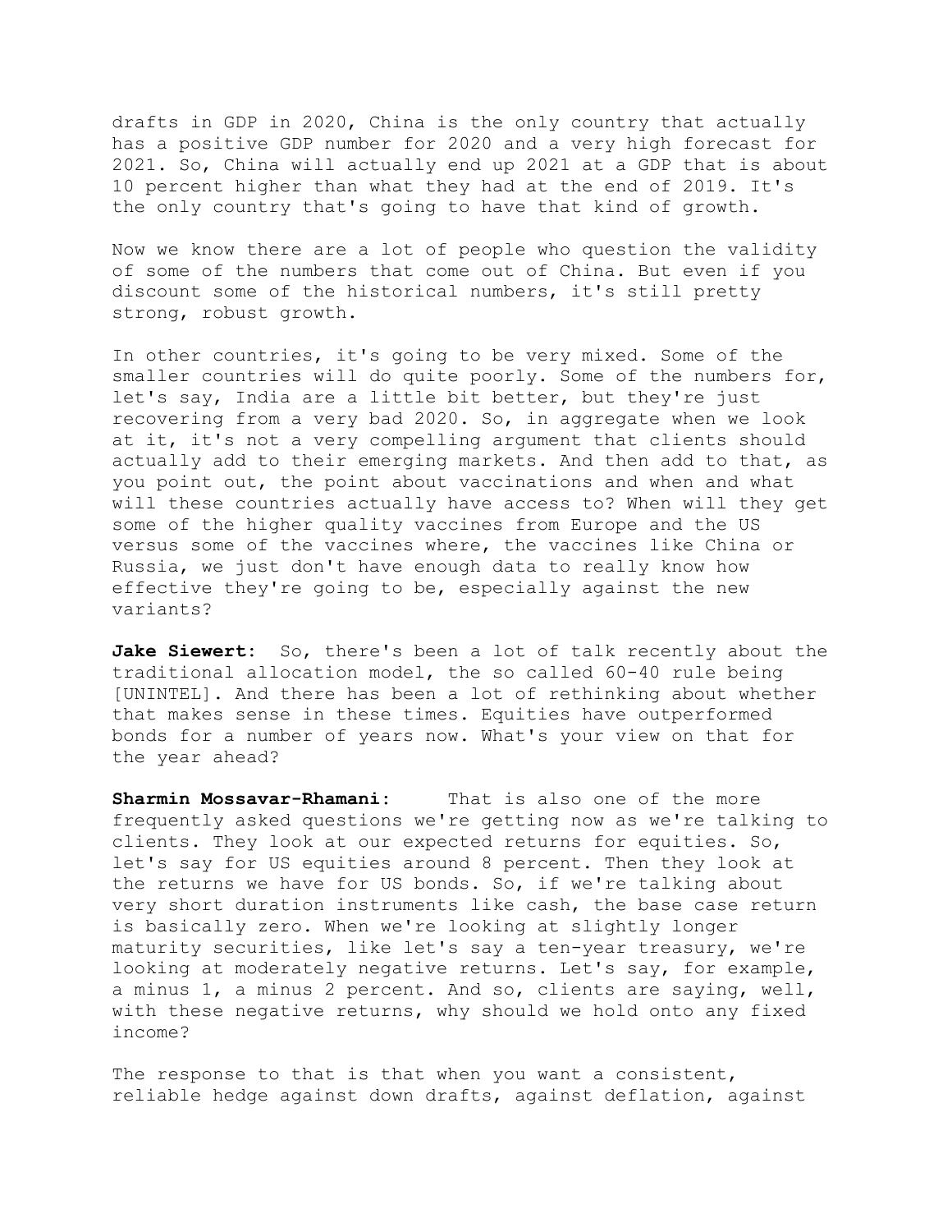drafts in GDP in 2020, China is the only country that actually has a positive GDP number for 2020 and a very high forecast for 2021. So, China will actually end up 2021 at a GDP that is about 10 percent higher than what they had at the end of 2019. It's the only country that's going to have that kind of growth.

Now we know there are a lot of people who question the validity of some of the numbers that come out of China. But even if you discount some of the historical numbers, it's still pretty strong, robust growth.

In other countries, it's going to be very mixed. Some of the smaller countries will do quite poorly. Some of the numbers for, let's say, India are a little bit better, but they're just recovering from a very bad 2020. So, in aggregate when we look at it, it's not a very compelling argument that clients should actually add to their emerging markets. And then add to that, as you point out, the point about vaccinations and when and what will these countries actually have access to? When will they get some of the higher quality vaccines from Europe and the US versus some of the vaccines where, the vaccines like China or Russia, we just don't have enough data to really know how effective they're going to be, especially against the new variants?

**Jake Siewert:** So, there's been a lot of talk recently about the traditional allocation model, the so called 60-40 rule being [UNINTEL]. And there has been a lot of rethinking about whether that makes sense in these times. Equities have outperformed bonds for a number of years now. What's your view on that for the year ahead?

**Sharmin Mossavar-Rhamani:** That is also one of the more frequently asked questions we're getting now as we're talking to clients. They look at our expected returns for equities. So, let's say for US equities around 8 percent. Then they look at the returns we have for US bonds. So, if we're talking about very short duration instruments like cash, the base case return is basically zero. When we're looking at slightly longer maturity securities, like let's say a ten-year treasury, we're looking at moderately negative returns. Let's say, for example, a minus 1, a minus 2 percent. And so, clients are saying, well, with these negative returns, why should we hold onto any fixed income?

The response to that is that when you want a consistent, reliable hedge against down drafts, against deflation, against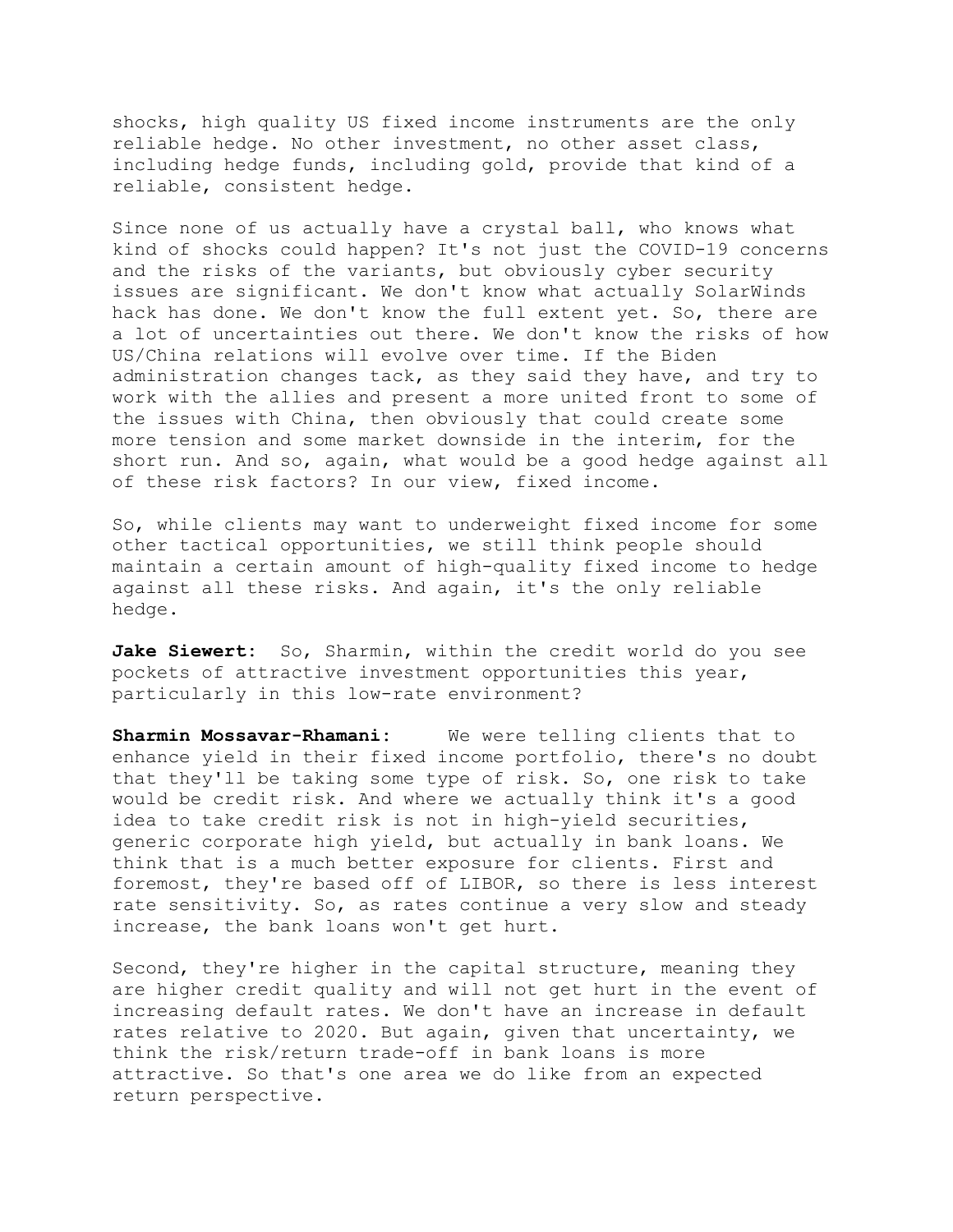shocks, high quality US fixed income instruments are the only reliable hedge. No other investment, no other asset class, including hedge funds, including gold, provide that kind of a reliable, consistent hedge.

Since none of us actually have a crystal ball, who knows what kind of shocks could happen? It's not just the COVID-19 concerns and the risks of the variants, but obviously cyber security issues are significant. We don't know what actually SolarWinds hack has done. We don't know the full extent yet. So, there are a lot of uncertainties out there. We don't know the risks of how US/China relations will evolve over time. If the Biden administration changes tack, as they said they have, and try to work with the allies and present a more united front to some of the issues with China, then obviously that could create some more tension and some market downside in the interim, for the short run. And so, again, what would be a good hedge against all of these risk factors? In our view, fixed income.

So, while clients may want to underweight fixed income for some other tactical opportunities, we still think people should maintain a certain amount of high-quality fixed income to hedge against all these risks. And again, it's the only reliable hedge.

**Jake Siewert:** So, Sharmin, within the credit world do you see pockets of attractive investment opportunities this year, particularly in this low-rate environment?

**Sharmin Mossavar-Rhamani:** We were telling clients that to enhance yield in their fixed income portfolio, there's no doubt that they'll be taking some type of risk. So, one risk to take would be credit risk. And where we actually think it's a good idea to take credit risk is not in high-yield securities, generic corporate high yield, but actually in bank loans. We think that is a much better exposure for clients. First and foremost, they're based off of LIBOR, so there is less interest rate sensitivity. So, as rates continue a very slow and steady increase, the bank loans won't get hurt.

Second, they're higher in the capital structure, meaning they are higher credit quality and will not get hurt in the event of increasing default rates. We don't have an increase in default rates relative to 2020. But again, given that uncertainty, we think the risk/return trade-off in bank loans is more attractive. So that's one area we do like from an expected return perspective.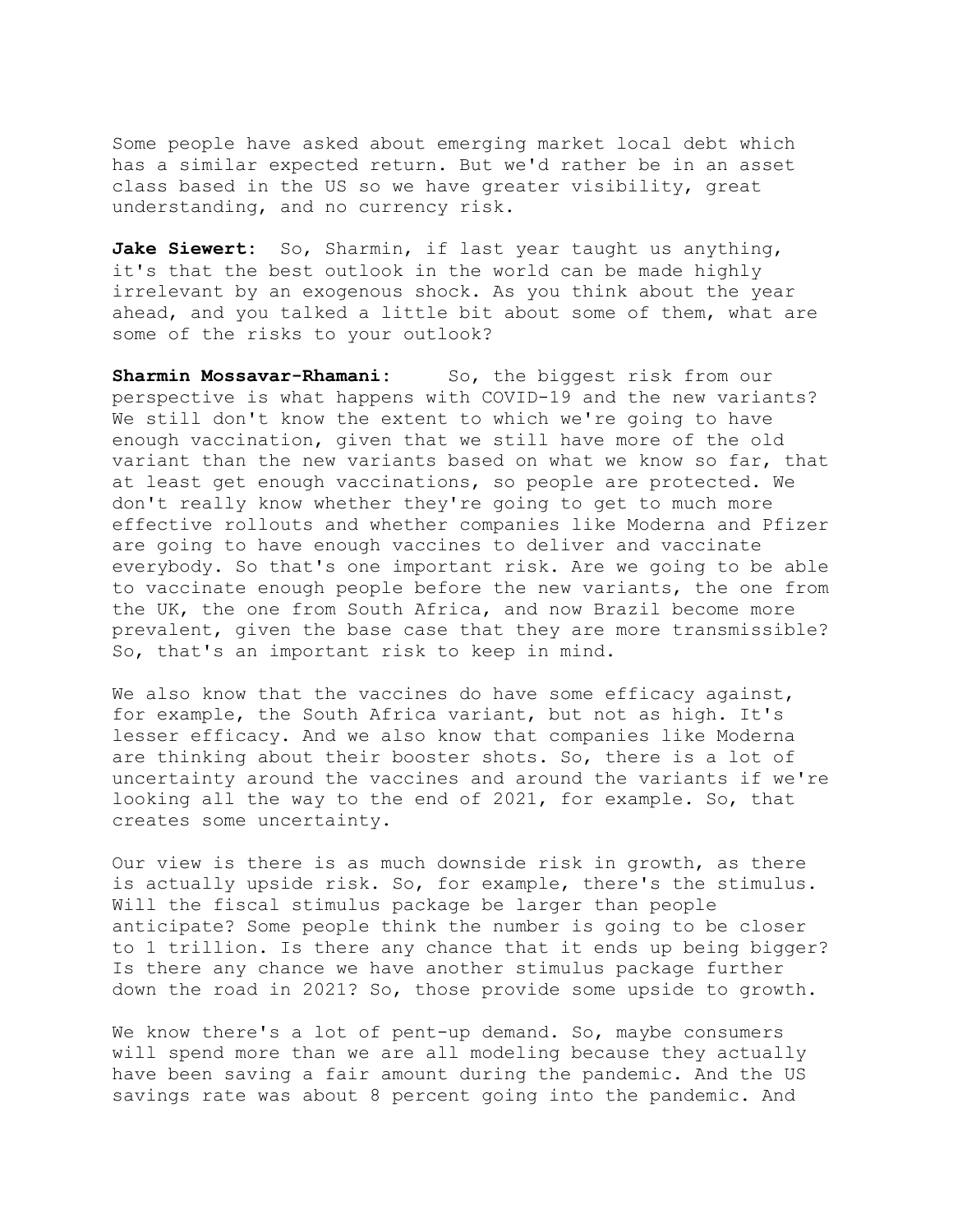Some people have asked about emerging market local debt which has a similar expected return. But we'd rather be in an asset class based in the US so we have greater visibility, great understanding, and no currency risk.

**Jake Siewert:** So, Sharmin, if last year taught us anything, it's that the best outlook in the world can be made highly irrelevant by an exogenous shock. As you think about the year ahead, and you talked a little bit about some of them, what are some of the risks to your outlook?

**Sharmin Mossavar-Rhamani:** So, the biggest risk from our perspective is what happens with COVID-19 and the new variants? We still don't know the extent to which we're going to have enough vaccination, given that we still have more of the old variant than the new variants based on what we know so far, that at least get enough vaccinations, so people are protected. We don't really know whether they're going to get to much more effective rollouts and whether companies like Moderna and Pfizer are going to have enough vaccines to deliver and vaccinate everybody. So that's one important risk. Are we going to be able to vaccinate enough people before the new variants, the one from the UK, the one from South Africa, and now Brazil become more prevalent, given the base case that they are more transmissible? So, that's an important risk to keep in mind.

We also know that the vaccines do have some efficacy against, for example, the South Africa variant, but not as high. It's lesser efficacy. And we also know that companies like Moderna are thinking about their booster shots. So, there is a lot of uncertainty around the vaccines and around the variants if we're looking all the way to the end of 2021, for example. So, that creates some uncertainty.

Our view is there is as much downside risk in growth, as there is actually upside risk. So, for example, there's the stimulus. Will the fiscal stimulus package be larger than people anticipate? Some people think the number is going to be closer to 1 trillion. Is there any chance that it ends up being bigger? Is there any chance we have another stimulus package further down the road in 2021? So, those provide some upside to growth.

We know there's a lot of pent-up demand. So, maybe consumers will spend more than we are all modeling because they actually have been saving a fair amount during the pandemic. And the US savings rate was about 8 percent going into the pandemic. And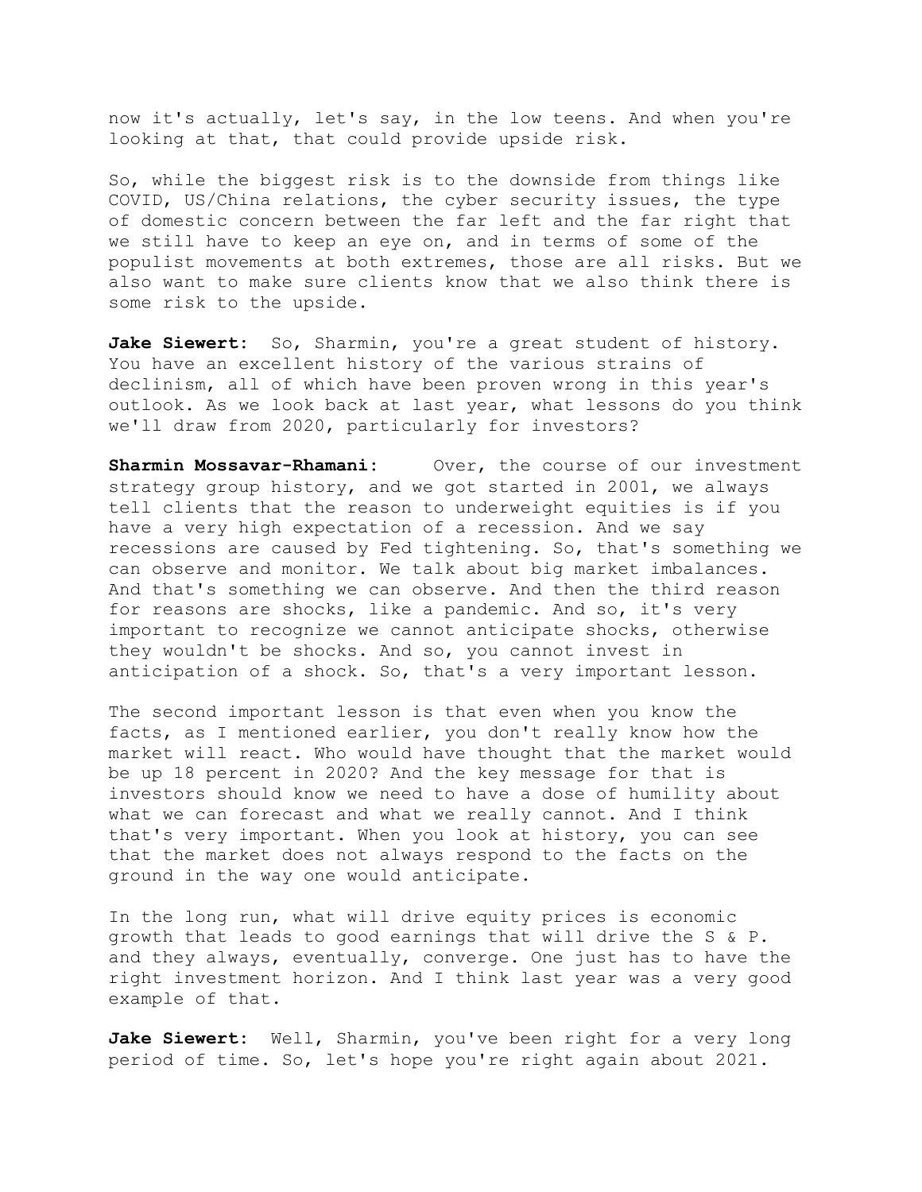now it's actually, let's say, in the low teens. And when you're looking at that, that could provide upside risk.

So, while the biggest risk is to the downside from things like COVID, US/China relations, the cyber security issues, the type of domestic concern between the far left and the far right that we still have to keep an eye on, and in terms of some of the populist movements at both extremes, those are all risks. But we also want to make sure clients know that we also think there is some risk to the upside.

**Jake Siewert:** So, Sharmin, you're a great student of history. You have an excellent history of the various strains of declinism, all of which have been proven wrong in this year's outlook. As we look back at last year, what lessons do you think we'll draw from 2020, particularly for investors?

**Sharmin Mossavar-Rhamani:** Over, the course of our investment strategy group history, and we got started in 2001, we always tell clients that the reason to underweight equities is if you have a very high expectation of a recession. And we say recessions are caused by Fed tightening. So, that's something we can observe and monitor. We talk about big market imbalances. And that's something we can observe. And then the third reason for reasons are shocks, like a pandemic. And so, it's very important to recognize we cannot anticipate shocks, otherwise they wouldn't be shocks. And so, you cannot invest in anticipation of a shock. So, that's a very important lesson.

The second important lesson is that even when you know the facts, as I mentioned earlier, you don't really know how the market will react. Who would have thought that the market would be up 18 percent in 2020? And the key message for that is investors should know we need to have a dose of humility about what we can forecast and what we really cannot. And I think that's very important. When you look at history, you can see that the market does not always respond to the facts on the ground in the way one would anticipate.

In the long run, what will drive equity prices is economic growth that leads to good earnings that will drive the S & P. and they always, eventually, converge. One just has to have the right investment horizon. And I think last year was a very good example of that.

**Jake Siewert:** Well, Sharmin, you've been right for a very long period of time. So, let's hope you're right again about 2021.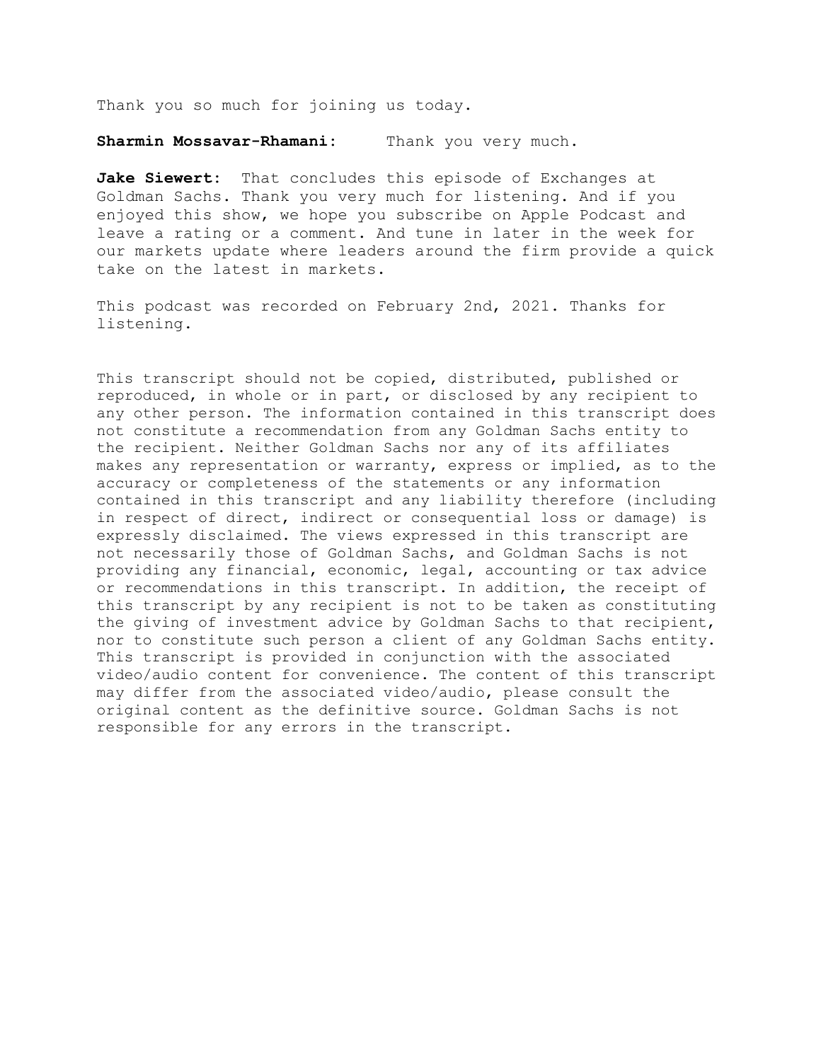Thank you so much for joining us today.

**Sharmin Mossavar-Rhamani:** Thank you very much.

**Jake Siewert:** That concludes this episode of Exchanges at Goldman Sachs. Thank you very much for listening. And if you enjoyed this show, we hope you subscribe on Apple Podcast and leave a rating or a comment. And tune in later in the week for our markets update where leaders around the firm provide a quick take on the latest in markets.

This podcast was recorded on February 2nd, 2021. Thanks for listening.

This transcript should not be copied, distributed, published or reproduced, in whole or in part, or disclosed by any recipient to any other person. The information contained in this transcript does not constitute a recommendation from any Goldman Sachs entity to the recipient. Neither Goldman Sachs nor any of its affiliates makes any representation or warranty, express or implied, as to the accuracy or completeness of the statements or any information contained in this transcript and any liability therefore (including in respect of direct, indirect or consequential loss or damage) is expressly disclaimed. The views expressed in this transcript are not necessarily those of Goldman Sachs, and Goldman Sachs is not providing any financial, economic, legal, accounting or tax advice or recommendations in this transcript. In addition, the receipt of this transcript by any recipient is not to be taken as constituting the giving of investment advice by Goldman Sachs to that recipient, nor to constitute such person a client of any Goldman Sachs entity. This transcript is provided in conjunction with the associated video/audio content for convenience. The content of this transcript may differ from the associated video/audio, please consult the original content as the definitive source. Goldman Sachs is not responsible for any errors in the transcript.